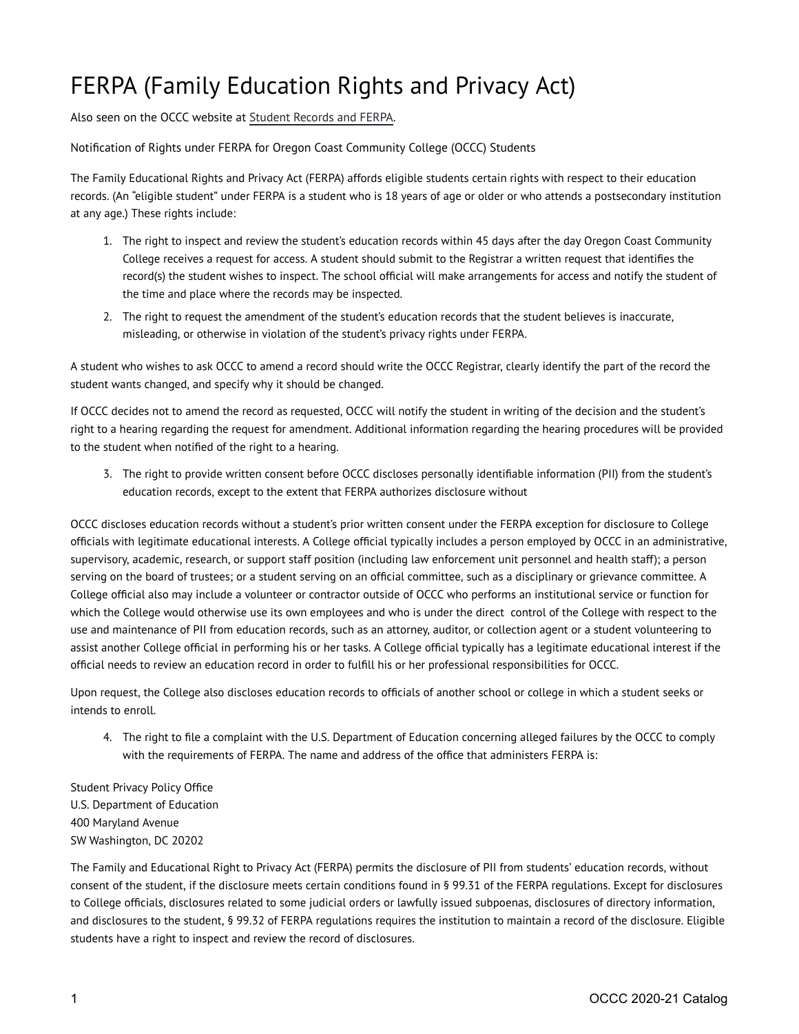# FERPA (Family Education Rights and Privacy Act)

Also seen on the OCCC website at Student Records and FERPA.

Notification of Rights under FERPA for Oregon Coast Community College (OCCC) Students

The Family Educational Rights and Privacy Act (FERPA) affords eligible students certain rights with respect to their education records. (An "eligible student" under FERPA is a student who is 18 years of age or older or who attends a postsecondary institution at any age.) These rights include:

1. The right to inspect and review the student's education records within 45 days after the day Oregon Coast Community College receives a request for access. A student should submit to the Registrar a written request that identifies the record(s) the student wishes to inspect. The school official will make arrangements for access and notify the student of the time and place where the records may be inspected.
2. The right to request the amendment of the student's education records that the student believes is inaccurate, misleading, or otherwise in violation of the student's privacy rights under FERPA.

A student who wishes to ask OCCC to amend a record should write the OCCC Registrar, clearly identify the part of the record the student wants changed, and specify why it should be changed.

If OCCC decides not to amend the record as requested, OCCC will notify the student in writing of the decision and the student's right to a hearing regarding the request for amendment. Additional information regarding the hearing procedures will be provided to the student when notified of the right to a hearing.

3. The right to provide written consent before OCCC discloses personally identifiable information (PII) from the student's education records, except to the extent that FERPA authorizes disclosure without

OCCC discloses education records without a student's prior written consent under the FERPA exception for disclosure to College officials with legitimate educational interests. A College official typically includes a person employed by OCCC in an administrative, supervisory, academic, research, or support staff position (including law enforcement unit personnel and health staff); a person serving on the board of trustees; or a student serving on an official committee, such as a disciplinary or grievance committee. A College official also may include a volunteer or contractor outside of OCCC who performs an institutional service or function for which the College would otherwise use its own employees and who is under the direct control of the College with respect to the use and maintenance of PII from education records, such as an attorney, auditor, or collection agent or a student volunteering to assist another College official in performing his or her tasks. A College official typically has a legitimate educational interest if the official needs to review an education record in order to fulfill his or her professional responsibilities for OCCC.

Upon request, the College also discloses education records to officials of another school or college in which a student seeks or intends to enroll.

4. The right to file a complaint with the U.S. Department of Education concerning alleged failures by the OCCC to comply with the requirements of FERPA. The name and address of the office that administers FERPA is:

Student Privacy Policy Office
U.S. Department of Education
400 Maryland Avenue
SW Washington, DC 20202

The Family and Educational Right to Privacy Act (FERPA) permits the disclosure of PII from students' education records, without consent of the student, if the disclosure meets certain conditions found in § 99.31 of the FERPA regulations. Except for disclosures to College officials, disclosures related to some judicial orders or lawfully issued subpoenas, disclosures of directory information, and disclosures to the student, § 99.32 of FERPA regulations requires the institution to maintain a record of the disclosure. Eligible students have a right to inspect and review the record of disclosures.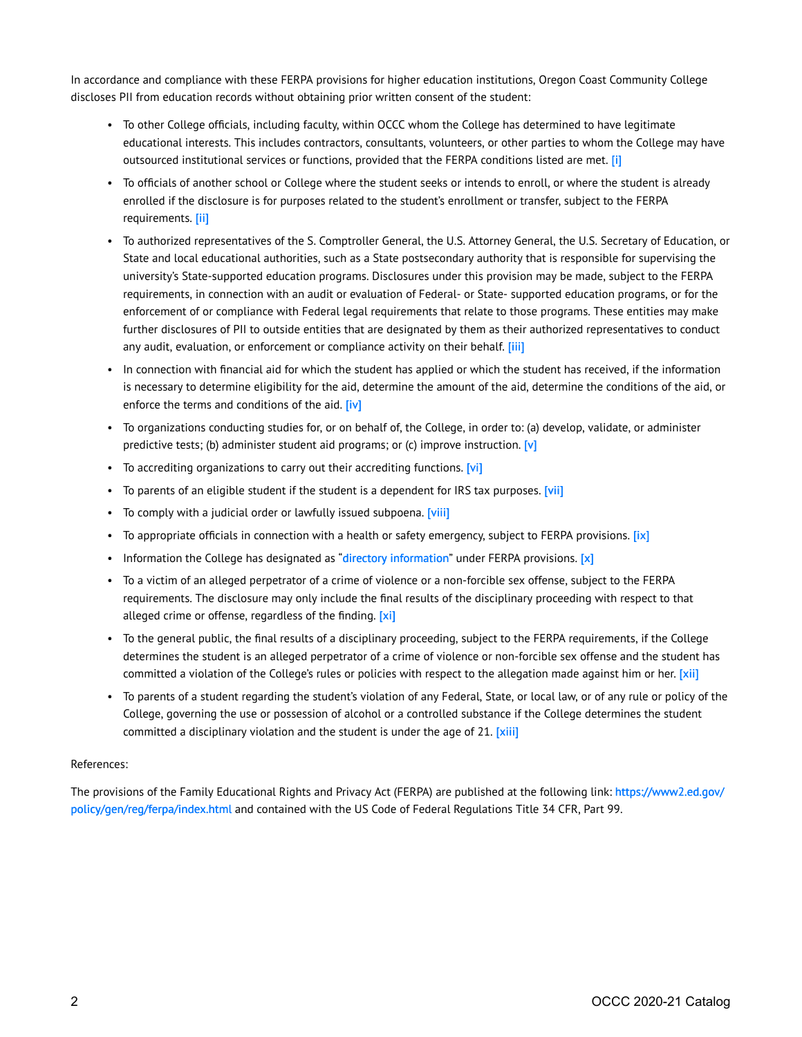In accordance and compliance with these FERPA provisions for higher education institutions, Oregon Coast Community College discloses PII from education records without obtaining prior written consent of the student:

- To other College officials, including faculty, within OCCC whom the College has determined to have legitimate educational interests. This includes contractors, consultants, volunteers, or other parties to whom the College may have outsourced institutional services or functions, provided that the FERPA conditions listed are met. [i]
- To officials of another school or College where the student seeks or intends to enroll, or where the student is already enrolled if the disclosure is for purposes related to the student's enrollment or transfer, subject to the FERPA requirements. [ii]
- To authorized representatives of the S. Comptroller General, the U.S. Attorney General, the U.S. Secretary of Education, or State and local educational authorities, such as a State postsecondary authority that is responsible for supervising the university's State-supported education programs. Disclosures under this provision may be made, subject to the FERPA requirements, in connection with an audit or evaluation of Federal- or State- supported education programs, or for the enforcement of or compliance with Federal legal requirements that relate to those programs. These entities may make further disclosures of PII to outside entities that are designated by them as their authorized representatives to conduct any audit, evaluation, or enforcement or compliance activity on their behalf. [iii]
- In connection with financial aid for which the student has applied or which the student has received, if the information is necessary to determine eligibility for the aid, determine the amount of the aid, determine the conditions of the aid, or enforce the terms and conditions of the aid. [iv]
- To organizations conducting studies for, or on behalf of, the College, in order to: (a) develop, validate, or administer predictive tests; (b) administer student aid programs; or (c) improve instruction. [v]
- To accrediting organizations to carry out their accrediting functions. [vi]
- To parents of an eligible student if the student is a dependent for IRS tax purposes. [vii]
- To comply with a judicial order or lawfully issued subpoena. [viii]
- To appropriate officials in connection with a health or safety emergency, subject to FERPA provisions. [ix]
- Information the College has designated as "directory information" under FERPA provisions. [x]
- To a victim of an alleged perpetrator of a crime of violence or a non-forcible sex offense, subject to the FERPA requirements. The disclosure may only include the final results of the disciplinary proceeding with respect to that alleged crime or offense, regardless of the finding. [xi]
- To the general public, the final results of a disciplinary proceeding, subject to the FERPA requirements, if the College determines the student is an alleged perpetrator of a crime of violence or non-forcible sex offense and the student has committed a violation of the College's rules or policies with respect to the allegation made against him or her. [xii]
- To parents of a student regarding the student's violation of any Federal, State, or local law, or of any rule or policy of the College, governing the use or possession of alcohol or a controlled substance if the College determines the student committed a disciplinary violation and the student is under the age of 21. [xiii]

References:

The provisions of the Family Educational Rights and Privacy Act (FERPA) are published at the following link: https://www2.ed.gov/policy/gen/reg/ferpa/index.html and contained with the US Code of Federal Regulations Title 34 CFR, Part 99.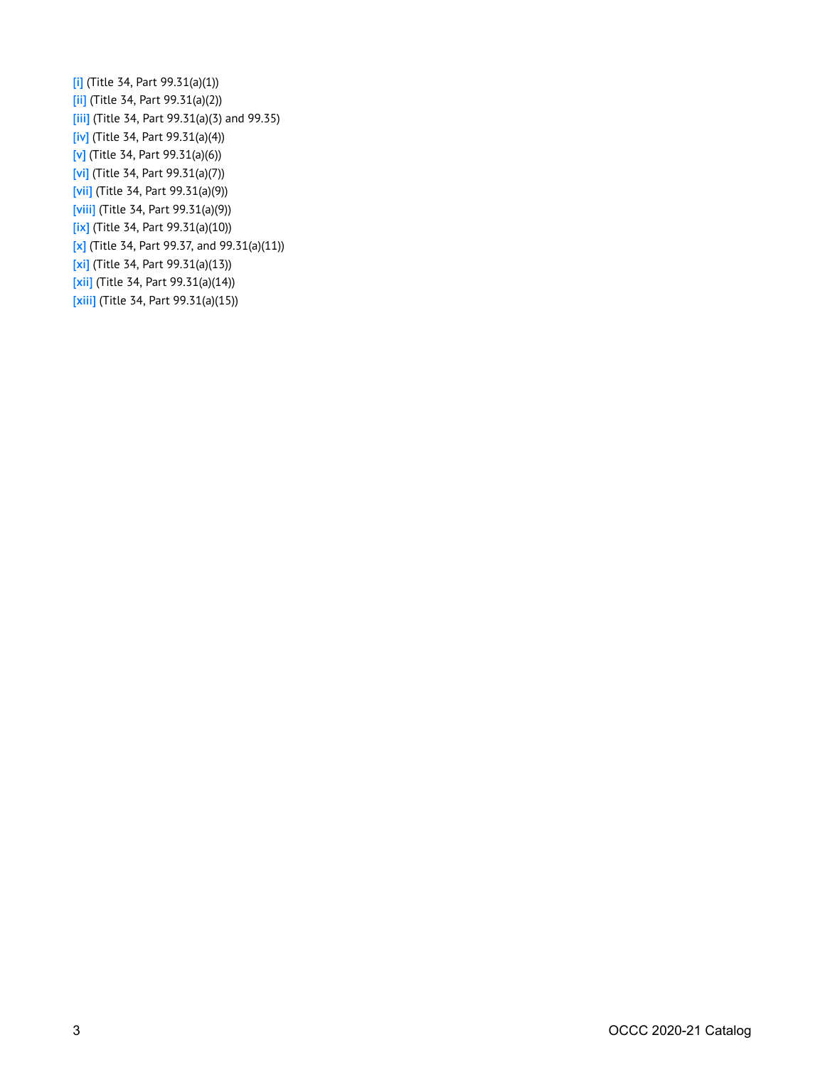[i] (Title 34, Part 99.31(a)(1))
[ii] (Title 34, Part 99.31(a)(2))
[iii] (Title 34, Part 99.31(a)(3) and 99.35)
[iv] (Title 34, Part 99.31(a)(4))
[v] (Title 34, Part 99.31(a)(6))
[vi] (Title 34, Part 99.31(a)(7))
[vii] (Title 34, Part 99.31(a)(9))
[viii] (Title 34, Part 99.31(a)(9))
[ix] (Title 34, Part 99.31(a)(10))
[x] (Title 34, Part 99.37, and 99.31(a)(11))
[xi] (Title 34, Part 99.31(a)(13))
[xii] (Title 34, Part 99.31(a)(14))
[xiii] (Title 34, Part 99.31(a)(15))